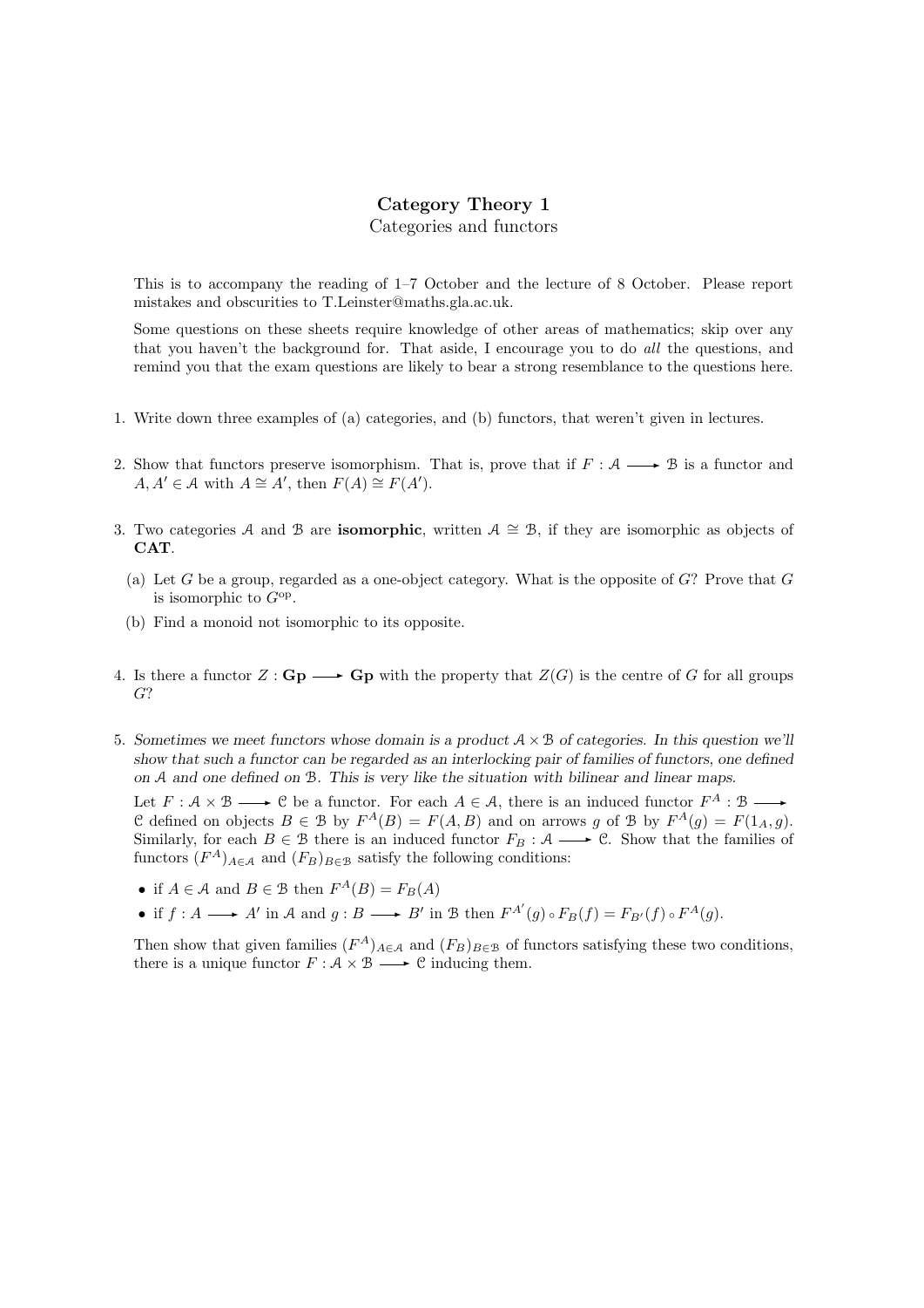# Category Theory 1

Categories and functors

This is to accompany the reading of 1–7 October and the lecture of 8 October. Please report mistakes and obscurities to T.Leinster@maths.gla.ac.uk.

Some questions on these sheets require knowledge of other areas of mathematics; skip over any that you haven't the background for. That aside, I encourage you to do *all* the questions, and remind you that the exam questions are likely to bear a strong resemblance to the questions here.

1. Write down three examples of (a) categories, and (b) functors, that weren't given in lectures.

2. Show that functors preserve isomorphism. That is, prove that if $F : \mathcal{A} \longrightarrow \mathcal{B}$ is a functor and $A, A' \in \mathcal{A}$ with $A \cong A'$, then $F(A) \cong F(A')$.

3. Two categories $\mathcal{A}$ and $\mathcal{B}$ are **isomorphic**, written $\mathcal{A} \cong \mathcal{B}$, if they are isomorphic as objects of **CAT**.

   (a) Let $G$ be a group, regarded as a one-object category. What is the opposite of $G$? Prove that $G$ is isomorphic to $G^{\text{op}}$.

   (b) Find a monoid not isomorphic to its opposite.

4. Is there a functor $Z : \mathbf{Gp} \longrightarrow \mathbf{Gp}$ with the property that $Z(G)$ is the centre of $G$ for all groups $G$?

5. *Sometimes we meet functors whose domain is a product $\mathcal{A} \times \mathcal{B}$ of categories. In this question we'll show that such a functor can be regarded as an interlocking pair of families of functors, one defined on $\mathcal{A}$ and one defined on $\mathcal{B}$. This is very like the situation with bilinear and linear maps.*

   Let $F : \mathcal{A} \times \mathcal{B} \longrightarrow \mathcal{C}$ be a functor. For each $A \in \mathcal{A}$, there is an induced functor $F^A : \mathcal{B} \longrightarrow \mathcal{C}$ defined on objects $B \in \mathcal{B}$ by $F^A(B) = F(A, B)$ and on arrows $g$ of $\mathcal{B}$ by $F^A(g) = F(1_A, g)$. Similarly, for each $B \in \mathcal{B}$ there is an induced functor $F_B : \mathcal{A} \longrightarrow \mathcal{C}$. Show that the families of functors $(F^A)_{A \in \mathcal{A}}$ and $(F_B)_{B \in \mathcal{B}}$ satisfy the following conditions:

   - if $A \in \mathcal{A}$ and $B \in \mathcal{B}$ then $F^A(B) = F_B(A)$
   - if $f : A \longrightarrow A'$ in $\mathcal{A}$ and $g : B \longrightarrow B'$ in $\mathcal{B}$ then $F^{A'}(g) \circ F_B(f) = F_{B'}(f) \circ F^A(g)$.

   Then show that given families $(F^A)_{A \in \mathcal{A}}$ and $(F_B)_{B \in \mathcal{B}}$ of functors satisfying these two conditions, there is a unique functor $F : \mathcal{A} \times \mathcal{B} \longrightarrow \mathcal{C}$ inducing them.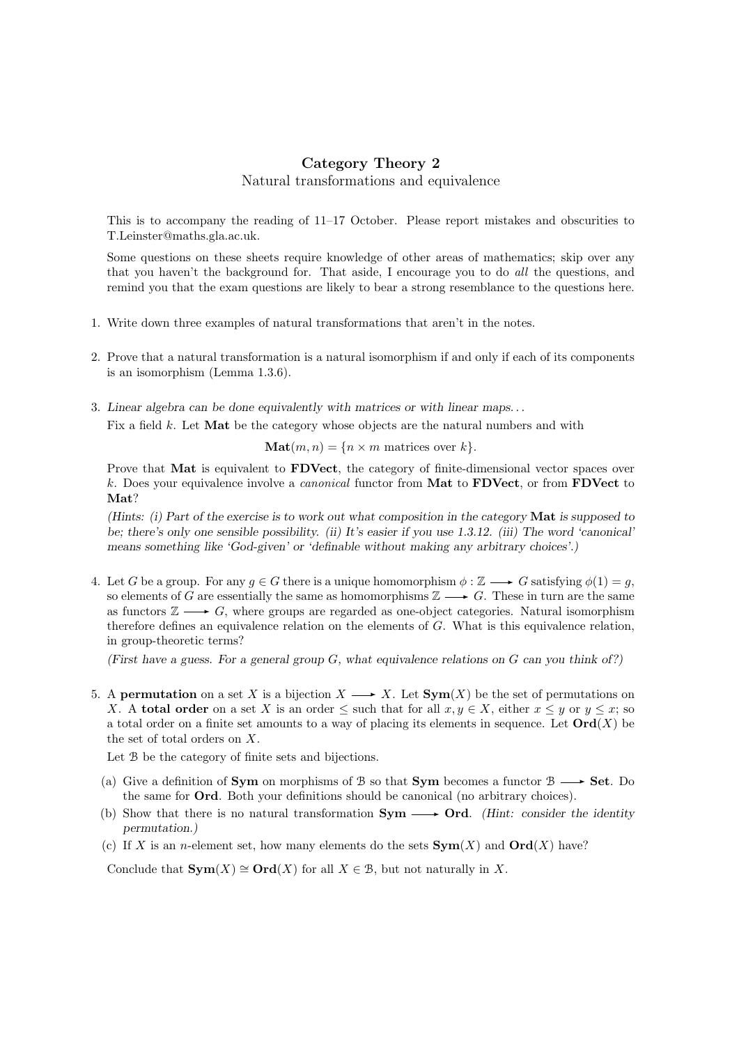**Category Theory 2**

Natural transformations and equivalence

This is to accompany the reading of 11–17 October. Please report mistakes and obscurities to T.Leinster@maths.gla.ac.uk.

Some questions on these sheets require knowledge of other areas of mathematics; skip over any that you haven't the background for. That aside, I encourage you to do *all* the questions, and remind you that the exam questions are likely to bear a strong resemblance to the questions here.

1. Write down three examples of natural transformations that aren't in the notes.

2. Prove that a natural transformation is a natural isomorphism if and only if each of its components is an isomorphism (Lemma 1.3.6).

3. *Linear algebra can be done equivalently with matrices or with linear maps...*

   Fix a field $k$. Let **Mat** be the category whose objects are the natural numbers and with

   $$\mathbf{Mat}(m, n) = \{n \times m \text{ matrices over } k\}.$$

   Prove that **Mat** is equivalent to **FDVect**, the category of finite-dimensional vector spaces over $k$. Does your equivalence involve a *canonical* functor from **Mat** to **FDVect**, or from **FDVect** to **Mat**?

   *(Hints: (i) Part of the exercise is to work out what composition in the category* **Mat** *is supposed to be; there's only one sensible possibility. (ii) It's easier if you use 1.3.12. (iii) The word 'canonical' means something like 'God-given' or 'definable without making any arbitrary choices'.)*

4. Let $G$ be a group. For any $g \in G$ there is a unique homomorphism $\phi : \mathbb{Z} \longrightarrow G$ satisfying $\phi(1) = g$, so elements of $G$ are essentially the same as homomorphisms $\mathbb{Z} \longrightarrow G$. These in turn are the same as functors $\mathbb{Z} \longrightarrow G$, where groups are regarded as one-object categories. Natural isomorphism therefore defines an equivalence relation on the elements of $G$. What is this equivalence relation, in group-theoretic terms?

   *(First have a guess. For a general group $G$, what equivalence relations on $G$ can you think of?)*

5. A **permutation** on a set $X$ is a bijection $X \longrightarrow X$. Let $\mathbf{Sym}(X)$ be the set of permutations on $X$. A **total order** on a set $X$ is an order $\leq$ such that for all $x, y \in X$, either $x \leq y$ or $y \leq x$; so a total order on a finite set amounts to a way of placing its elements in sequence. Let $\mathbf{Ord}(X)$ be the set of total orders on $X$.

   Let $\mathcal{B}$ be the category of finite sets and bijections.

   (a) Give a definition of **Sym** on morphisms of $\mathcal{B}$ so that **Sym** becomes a functor $\mathcal{B} \longrightarrow$ **Set**. Do the same for **Ord**. Both your definitions should be canonical (no arbitrary choices).

   (b) Show that there is no natural transformation $\mathbf{Sym} \longrightarrow \mathbf{Ord}$. *(Hint: consider the identity permutation.)*

   (c) If $X$ is an $n$-element set, how many elements do the sets $\mathbf{Sym}(X)$ and $\mathbf{Ord}(X)$ have?

   Conclude that $\mathbf{Sym}(X) \cong \mathbf{Ord}(X)$ for all $X \in \mathcal{B}$, but not naturally in $X$.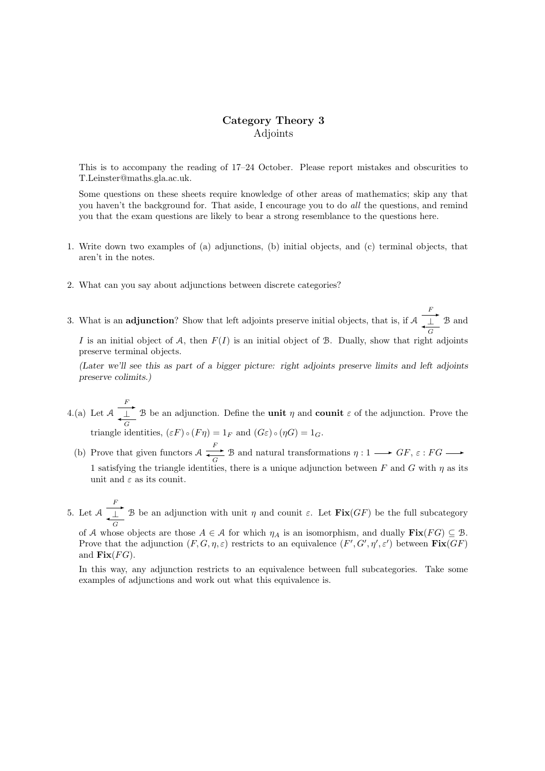# Category Theory 3
## Adjoints

This is to accompany the reading of 17–24 October. Please report mistakes and obscurities to T.Leinster@maths.gla.ac.uk.

Some questions on these sheets require knowledge of other areas of mathematics; skip any that you haven't the background for. That aside, I encourage you to do *all* the questions, and remind you that the exam questions are likely to bear a strong resemblance to the questions here.

1. Write down two examples of (a) adjunctions, (b) initial objects, and (c) terminal objects, that aren't in the notes.

2. What can you say about adjunctions between discrete categories?

3. What is an **adjunction**? Show that left adjoints preserve initial objects, that is, if $\mathcal{A} \underset{G}{\overset{F}{\rightleftarrows}} \mathcal{B}$ with $F \dashv G$ and $I$ is an initial object of $\mathcal{A}$, then $F(I)$ is an initial object of $\mathcal{B}$. Dually, show that right adjoints preserve terminal objects.

   *(Later we'll see this as part of a bigger picture: right adjoints preserve limits and left adjoints preserve colimits.)*

4. (a) Let $\mathcal{A} \underset{G}{\overset{F}{\rightleftarrows}} \mathcal{B}$ with $F \dashv G$ be an adjunction. Define the **unit** $\eta$ and **counit** $\varepsilon$ of the adjunction. Prove the triangle identities, $(\varepsilon F) \circ (F\eta) = 1_F$ and $(G\varepsilon) \circ (\eta G) = 1_G$.

   (b) Prove that given functors $\mathcal{A} \underset{G}{\overset{F}{\rightleftarrows}} \mathcal{B}$ and natural transformations $\eta : 1 \longrightarrow GF$, $\varepsilon : FG \longrightarrow 1$ satisfying the triangle identities, there is a unique adjunction between $F$ and $G$ with $\eta$ as its unit and $\varepsilon$ as its counit.

5. Let $\mathcal{A} \underset{G}{\overset{F}{\rightleftarrows}} \mathcal{B}$ with $F \dashv G$ be an adjunction with unit $\eta$ and counit $\varepsilon$. Let $\mathbf{Fix}(GF)$ be the full subcategory of $\mathcal{A}$ whose objects are those $A \in \mathcal{A}$ for which $\eta_A$ is an isomorphism, and dually $\mathbf{Fix}(FG) \subseteq \mathcal{B}$. Prove that the adjunction $(F, G, \eta, \varepsilon)$ restricts to an equivalence $(F', G', \eta', \varepsilon')$ between $\mathbf{Fix}(GF)$ and $\mathbf{Fix}(FG)$.

   In this way, any adjunction restricts to an equivalence between full subcategories. Take some examples of adjunctions and work out what this equivalence is.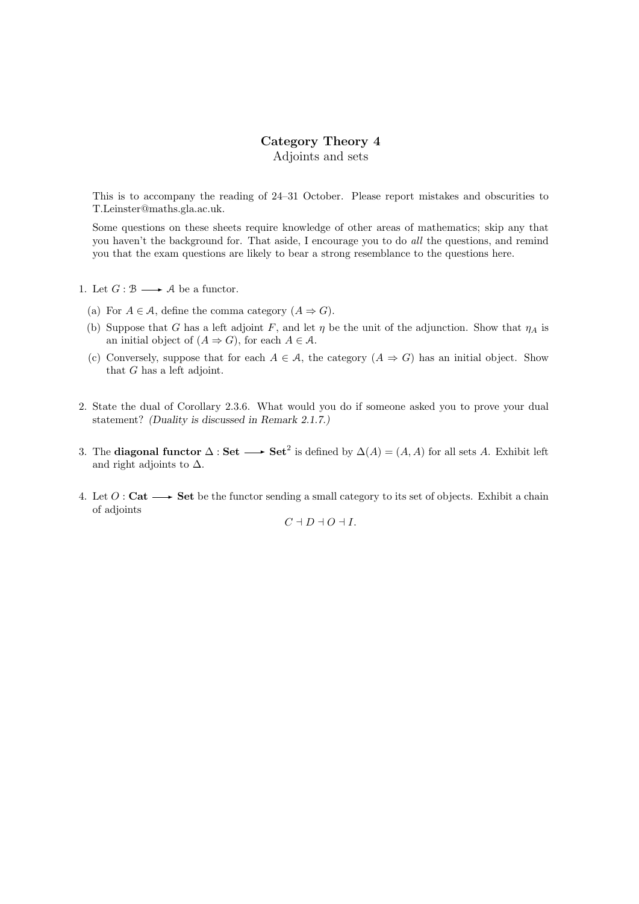# Category Theory 4

## Adjoints and sets

This is to accompany the reading of 24–31 October. Please report mistakes and obscurities to T.Leinster@maths.gla.ac.uk.

Some questions on these sheets require knowledge of other areas of mathematics; skip any that you haven't the background for. That aside, I encourage you to do *all* the questions, and remind you that the exam questions are likely to bear a strong resemblance to the questions here.

1. Let $G : \mathcal{B} \longrightarrow \mathcal{A}$ be a functor.

   (a) For $A \in \mathcal{A}$, define the comma category $(A \Rightarrow G)$.

   (b) Suppose that $G$ has a left adjoint $F$, and let $\eta$ be the unit of the adjunction. Show that $\eta_A$ is an initial object of $(A \Rightarrow G)$, for each $A \in \mathcal{A}$.

   (c) Conversely, suppose that for each $A \in \mathcal{A}$, the category $(A \Rightarrow G)$ has an initial object. Show that $G$ has a left adjoint.

2. State the dual of Corollary 2.3.6. What would you do if someone asked you to prove your dual statement? *(Duality is discussed in Remark 2.1.7.)*

3. The **diagonal functor** $\Delta : \mathbf{Set} \longrightarrow \mathbf{Set}^2$ is defined by $\Delta(A) = (A, A)$ for all sets $A$. Exhibit left and right adjoints to $\Delta$.

4. Let $O : \mathbf{Cat} \longrightarrow \mathbf{Set}$ be the functor sending a small category to its set of objects. Exhibit a chain of adjoints
$$C \dashv D \dashv O \dashv I.$$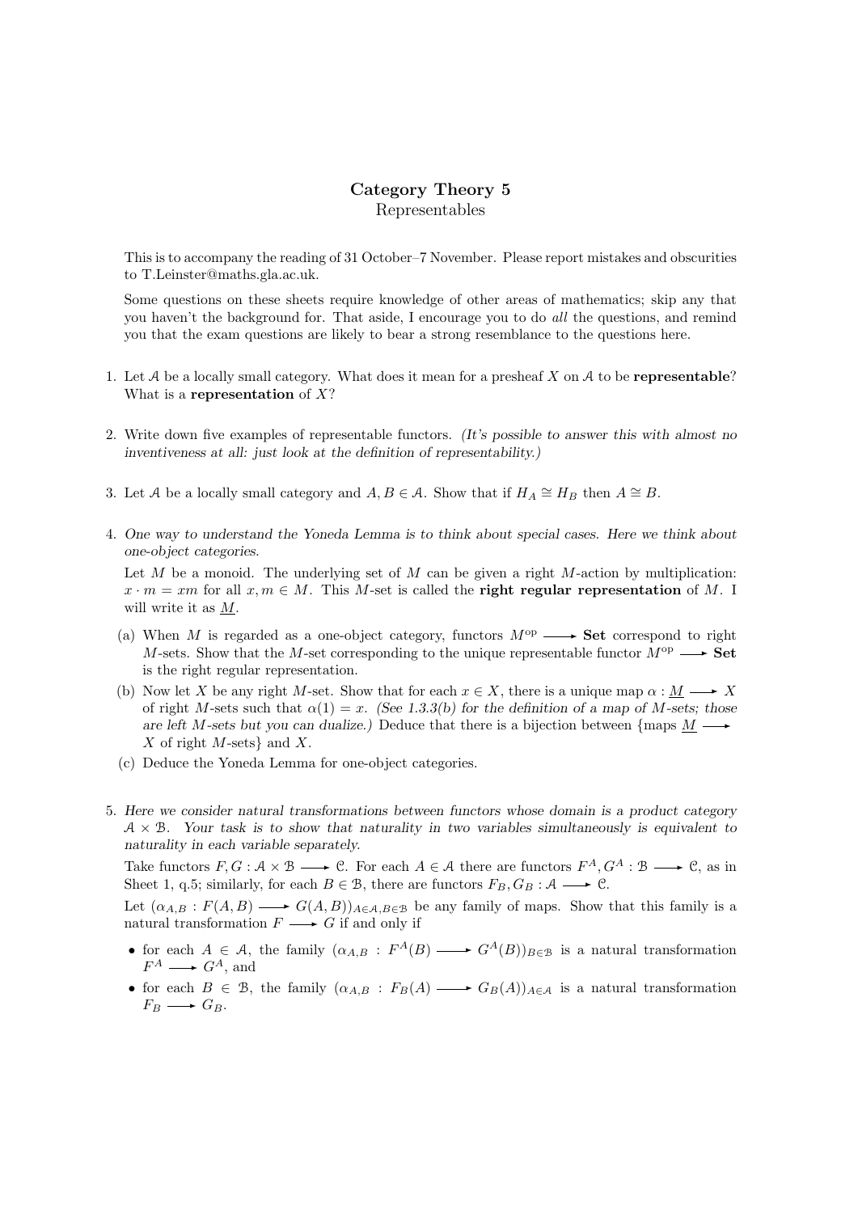## Category Theory 5

Representables

This is to accompany the reading of 31 October–7 November. Please report mistakes and obscurities to T.Leinster@maths.gla.ac.uk.

Some questions on these sheets require knowledge of other areas of mathematics; skip any that you haven't the background for. That aside, I encourage you to do *all* the questions, and remind you that the exam questions are likely to bear a strong resemblance to the questions here.

1. Let $\mathcal{A}$ be a locally small category. What does it mean for a presheaf $X$ on $\mathcal{A}$ to be **representable**? What is a **representation** of $X$?

2. Write down five examples of representable functors. *(It's possible to answer this with almost no inventiveness at all: just look at the definition of representability.)*

3. Let $\mathcal{A}$ be a locally small category and $A, B \in \mathcal{A}$. Show that if $H_A \cong H_B$ then $A \cong B$.

4. *One way to understand the Yoneda Lemma is to think about special cases. Here we think about one-object categories.*

   Let $M$ be a monoid. The underlying set of $M$ can be given a right $M$-action by multiplication: $x \cdot m = xm$ for all $x, m \in M$. This $M$-set is called the **right regular representation** of $M$. I will write it as $\underline{M}$.

   (a) When $M$ is regarded as a one-object category, functors $M^{\mathrm{op}} \longrightarrow \mathbf{Set}$ correspond to right $M$-sets. Show that the $M$-set corresponding to the unique representable functor $M^{\mathrm{op}} \longrightarrow \mathbf{Set}$ is the right regular representation.

   (b) Now let $X$ be any right $M$-set. Show that for each $x \in X$, there is a unique map $\alpha : \underline{M} \longrightarrow X$ of right $M$-sets such that $\alpha(1) = x$. *(See 1.3.3(b) for the definition of a map of M-sets; those are left M-sets but you can dualize.)* Deduce that there is a bijection between {maps $\underline{M} \longrightarrow X$ of right $M$-sets} and $X$.

   (c) Deduce the Yoneda Lemma for one-object categories.

5. *Here we consider natural transformations between functors whose domain is a product category $\mathcal{A} \times \mathcal{B}$. Your task is to show that naturality in two variables simultaneously is equivalent to naturality in each variable separately.*

   Take functors $F, G : \mathcal{A} \times \mathcal{B} \longrightarrow \mathcal{C}$. For each $A \in \mathcal{A}$ there are functors $F^A, G^A : \mathcal{B} \longrightarrow \mathcal{C}$, as in Sheet 1, q.5; similarly, for each $B \in \mathcal{B}$, there are functors $F_B, G_B : \mathcal{A} \longrightarrow \mathcal{C}$.

   Let $(\alpha_{A,B} : F(A, B) \longrightarrow G(A, B))_{A \in \mathcal{A}, B \in \mathcal{B}}$ be any family of maps. Show that this family is a natural transformation $F \longrightarrow G$ if and only if

   - for each $A \in \mathcal{A}$, the family $(\alpha_{A,B} : F^A(B) \longrightarrow G^A(B))_{B \in \mathcal{B}}$ is a natural transformation $F^A \longrightarrow G^A$, and
   - for each $B \in \mathcal{B}$, the family $(\alpha_{A,B} : F_B(A) \longrightarrow G_B(A))_{A \in \mathcal{A}}$ is a natural transformation $F_B \longrightarrow G_B$.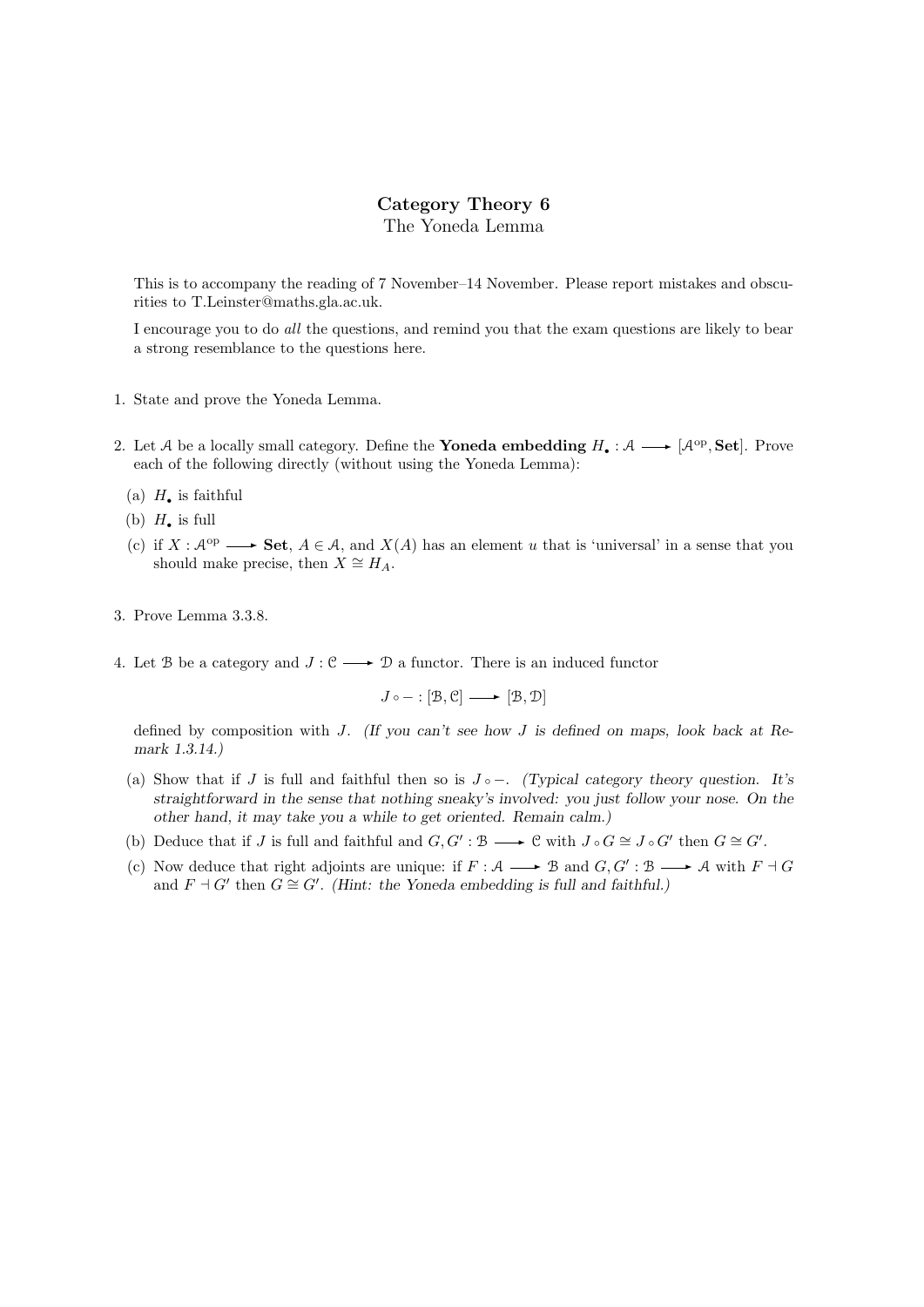# Category Theory 6

The Yoneda Lemma

This is to accompany the reading of 7 November–14 November. Please report mistakes and obscurities to T.Leinster@maths.gla.ac.uk.

I encourage you to do *all* the questions, and remind you that the exam questions are likely to bear a strong resemblance to the questions here.

1. State and prove the Yoneda Lemma.

2. Let $\mathcal{A}$ be a locally small category. Define the **Yoneda embedding** $H_\bullet : \mathcal{A} \longrightarrow [\mathcal{A}^{\mathrm{op}}, \mathbf{Set}]$. Prove each of the following directly (without using the Yoneda Lemma):

   (a) $H_\bullet$ is faithful

   (b) $H_\bullet$ is full

   (c) if $X : \mathcal{A}^{\mathrm{op}} \longrightarrow \mathbf{Set}$, $A \in \mathcal{A}$, and $X(A)$ has an element $u$ that is 'universal' in a sense that you should make precise, then $X \cong H_A$.

3. Prove Lemma 3.3.8.

4. Let $\mathcal{B}$ be a category and $J : \mathcal{C} \longrightarrow \mathcal{D}$ a functor. There is an induced functor

$$J \circ - : [\mathcal{B}, \mathcal{C}] \longrightarrow [\mathcal{B}, \mathcal{D}]$$

   defined by composition with $J$. *(If you can't see how $J$ is defined on maps, look back at Remark 1.3.14.)*

   (a) Show that if $J$ is full and faithful then so is $J \circ -$. *(Typical category theory question. It's straightforward in the sense that nothing sneaky's involved: you just follow your nose. On the other hand, it may take you a while to get oriented. Remain calm.)*

   (b) Deduce that if $J$ is full and faithful and $G, G' : \mathcal{B} \longrightarrow \mathcal{C}$ with $J \circ G \cong J \circ G'$ then $G \cong G'$.

   (c) Now deduce that right adjoints are unique: if $F : \mathcal{A} \longrightarrow \mathcal{B}$ and $G, G' : \mathcal{B} \longrightarrow \mathcal{A}$ with $F \dashv G$ and $F \dashv G'$ then $G \cong G'$. *(Hint: the Yoneda embedding is full and faithful.)*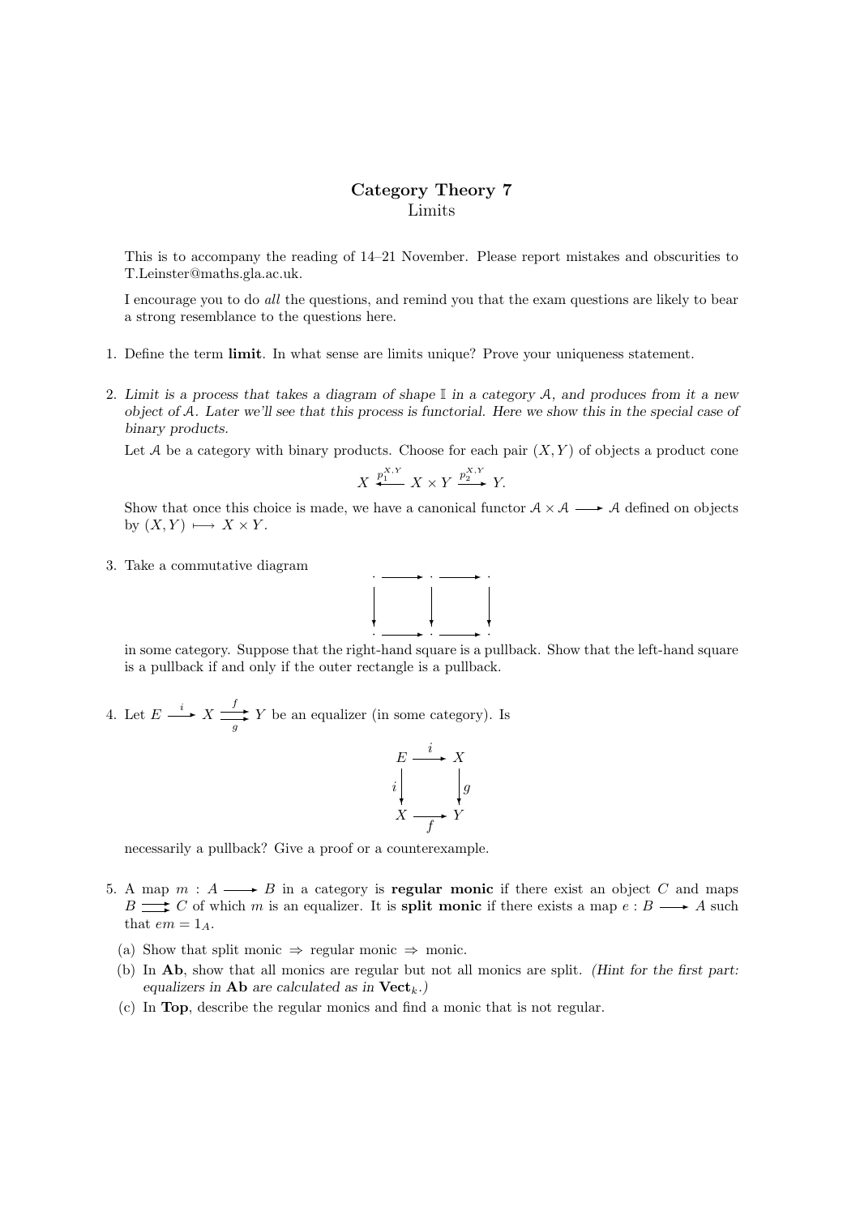# Category Theory 7

## Limits

This is to accompany the reading of 14–21 November. Please report mistakes and obscurities to T.Leinster@maths.gla.ac.uk.

I encourage you to do *all* the questions, and remind you that the exam questions are likely to bear a strong resemblance to the questions here.

1. Define the term **limit**. In what sense are limits unique? Prove your uniqueness statement.

2. *Limit is a process that takes a diagram of shape $\mathbb{I}$ in a category $\mathcal{A}$, and produces from it a new object of $\mathcal{A}$. Later we'll see that this process is functorial. Here we show this in the special case of binary products.*

   Let $\mathcal{A}$ be a category with binary products. Choose for each pair $(X, Y)$ of objects a product cone
   $$X \xleftarrow{p_1^{X,Y}} X \times Y \xrightarrow{p_2^{X,Y}} Y.$$
   Show that once this choice is made, we have a canonical functor $\mathcal{A} \times \mathcal{A} \longrightarrow \mathcal{A}$ defined on objects by $(X, Y) \longmapsto X \times Y$.

3. Take a commutative diagram
   $$\begin{array}{ccccc} \cdot & \longrightarrow & \cdot & \longrightarrow & \cdot \\ \downarrow & & \downarrow & & \downarrow \\ \cdot & \longrightarrow & \cdot & \longrightarrow & \cdot \end{array}$$
   in some category. Suppose that the right-hand square is a pullback. Show that the left-hand square is a pullback if and only if the outer rectangle is a pullback.

4. Let $E \xrightarrow{i} X \overset{f}{\underset{g}{\rightrightarrows}} Y$ be an equalizer (in some category). Is
   $$\begin{array}{ccc} E & \xrightarrow{i} & X \\ {\scriptstyle i}\downarrow & & \downarrow{\scriptstyle g} \\ X & \xrightarrow[f]{} & Y \end{array}$$
   necessarily a pullback? Give a proof or a counterexample.

5. A map $m : A \longrightarrow B$ in a category is **regular monic** if there exist an object $C$ and maps $B \rightrightarrows C$ of which $m$ is an equalizer. It is **split monic** if there exists a map $e : B \longrightarrow A$ such that $em = 1_A$.

   (a) Show that split monic $\Rightarrow$ regular monic $\Rightarrow$ monic.

   (b) In **Ab**, show that all monics are regular but not all monics are split. *(Hint for the first part: equalizers in* **Ab** *are calculated as in* $\mathbf{Vect}_k$*.)*

   (c) In **Top**, describe the regular monics and find a monic that is not regular.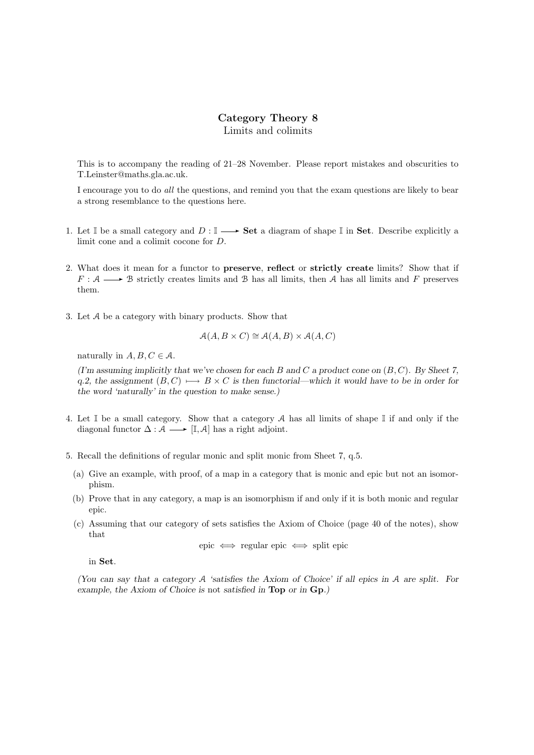# Category Theory 8

Limits and colimits

This is to accompany the reading of 21–28 November. Please report mistakes and obscurities to T.Leinster@maths.gla.ac.uk.

I encourage you to do *all* the questions, and remind you that the exam questions are likely to bear a strong resemblance to the questions here.

1. Let $\mathbb{I}$ be a small category and $D : \mathbb{I} \longrightarrow \mathbf{Set}$ a diagram of shape $\mathbb{I}$ in $\mathbf{Set}$. Describe explicitly a limit cone and a colimit cocone for $D$.

2. What does it mean for a functor to **preserve**, **reflect** or **strictly create** limits? Show that if $F : \mathcal{A} \longrightarrow \mathcal{B}$ strictly creates limits and $\mathcal{B}$ has all limits, then $\mathcal{A}$ has all limits and $F$ preserves them.

3. Let $\mathcal{A}$ be a category with binary products. Show that

$$\mathcal{A}(A, B \times C) \cong \mathcal{A}(A, B) \times \mathcal{A}(A, C)$$

naturally in $A, B, C \in \mathcal{A}$.

*(I'm assuming implicitly that we've chosen for each $B$ and $C$ a product cone on $(B, C)$. By Sheet 7, q.2, the assignment $(B, C) \longmapsto B \times C$ is then functorial—which it would have to be in order for the word 'naturally' in the question to make sense.)*

4. Let $\mathbb{I}$ be a small category. Show that a category $\mathcal{A}$ has all limits of shape $\mathbb{I}$ if and only if the diagonal functor $\Delta : \mathcal{A} \longrightarrow [\mathbb{I}, \mathcal{A}]$ has a right adjoint.

5. Recall the definitions of regular monic and split monic from Sheet 7, q.5.

   (a) Give an example, with proof, of a map in a category that is monic and epic but not an isomorphism.

   (b) Prove that in any category, a map is an isomorphism if and only if it is both monic and regular epic.

   (c) Assuming that our category of sets satisfies the Axiom of Choice (page 40 of the notes), show that

   $$\text{epic} \iff \text{regular epic} \iff \text{split epic}$$

   in $\mathbf{Set}$.

*(You can say that a category $\mathcal{A}$ 'satisfies the Axiom of Choice' if all epics in $\mathcal{A}$ are split. For example, the Axiom of Choice is* not *satisfied in **Top** or in **Gp**.)*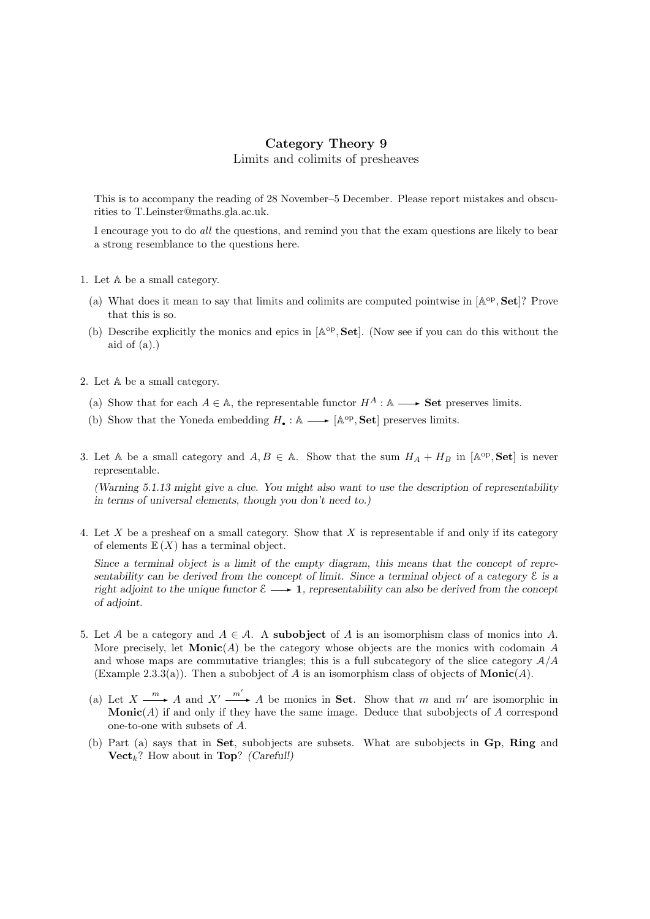**Category Theory 9**

Limits and colimits of presheaves

This is to accompany the reading of 28 November–5 December. Please report mistakes and obscurities to T.Leinster@maths.gla.ac.uk.

I encourage you to do *all* the questions, and remind you that the exam questions are likely to bear a strong resemblance to the questions here.

1. Let $\mathbb{A}$ be a small category.

   (a) What does it mean to say that limits and colimits are computed pointwise in $[\mathbb{A}^{\text{op}}, \mathbf{Set}]$? Prove that this is so.

   (b) Describe explicitly the monics and epics in $[\mathbb{A}^{\text{op}}, \mathbf{Set}]$. (Now see if you can do this without the aid of (a).)

2. Let $\mathbb{A}$ be a small category.

   (a) Show that for each $A \in \mathbb{A}$, the representable functor $H^A : \mathbb{A} \longrightarrow \mathbf{Set}$ preserves limits.

   (b) Show that the Yoneda embedding $H_\bullet : \mathbb{A} \longrightarrow [\mathbb{A}^{\text{op}}, \mathbf{Set}]$ preserves limits.

3. Let $\mathbb{A}$ be a small category and $A, B \in \mathbb{A}$. Show that the sum $H_A + H_B$ in $[\mathbb{A}^{\text{op}}, \mathbf{Set}]$ is never representable.

   *(Warning 5.1.13 might give a clue. You might also want to use the description of representability in terms of universal elements, though you don't need to.)*

4. Let $X$ be a presheaf on a small category. Show that $X$ is representable if and only if its category of elements $\mathbb{E}(X)$ has a terminal object.

   *Since a terminal object is a limit of the empty diagram, this means that the concept of representability can be derived from the concept of limit. Since a terminal object of a category $\mathcal{E}$ is a right adjoint to the unique functor $\mathcal{E} \longrightarrow \mathbf{1}$, representability can also be derived from the concept of adjoint.*

5. Let $\mathcal{A}$ be a category and $A \in \mathcal{A}$. A **subobject** of $A$ is an isomorphism class of monics into $A$. More precisely, let $\mathbf{Monic}(A)$ be the category whose objects are the monics with codomain $A$ and whose maps are commutative triangles; this is a full subcategory of the slice category $\mathcal{A}/A$ (Example 2.3.3(a)). Then a subobject of $A$ is an isomorphism class of objects of $\mathbf{Monic}(A)$.

   (a) Let $X \xrightarrow{m} A$ and $X' \xrightarrow{m'} A$ be monics in $\mathbf{Set}$. Show that $m$ and $m'$ are isomorphic in $\mathbf{Monic}(A)$ if and only if they have the same image. Deduce that subobjects of $A$ correspond one-to-one with subsets of $A$.

   (b) Part (a) says that in $\mathbf{Set}$, subobjects are subsets. What are subobjects in $\mathbf{Gp}$, $\mathbf{Ring}$ and $\mathbf{Vect}_k$? How about in $\mathbf{Top}$? *(Careful!)*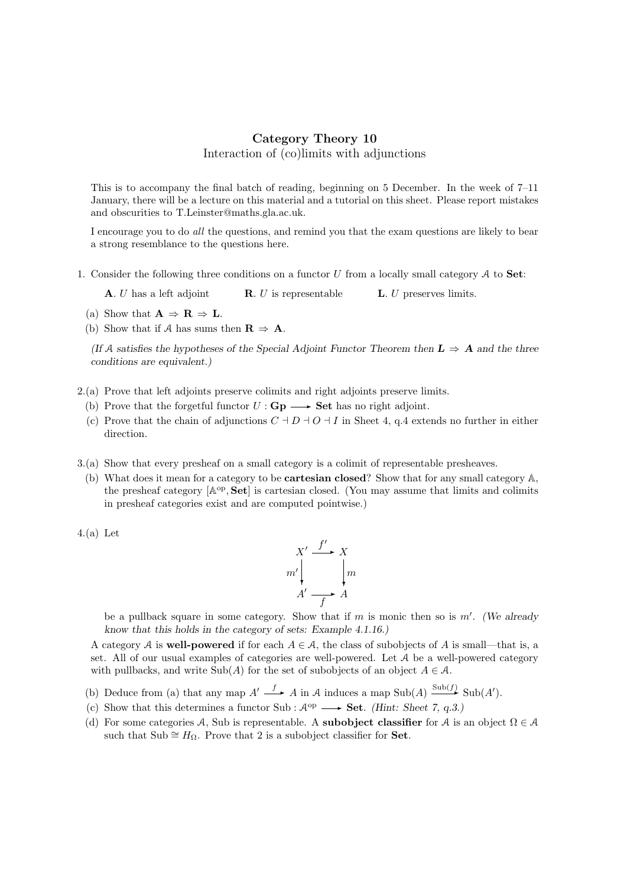# Category Theory 10

Interaction of (co)limits with adjunctions

This is to accompany the final batch of reading, beginning on 5 December. In the week of 7–11 January, there will be a lecture on this material and a tutorial on this sheet. Please report mistakes and obscurities to T.Leinster@maths.gla.ac.uk.

I encourage you to do *all* the questions, and remind you that the exam questions are likely to bear a strong resemblance to the questions here.

1. Consider the following three conditions on a functor $U$ from a locally small category $\mathcal{A}$ to **Set**:

   **A**. $U$ has a left adjoint  **R**. $U$ is representable  **L**. $U$ preserves limits.

   (a) Show that **A** $\Rightarrow$ **R** $\Rightarrow$ **L**.

   (b) Show that if $\mathcal{A}$ has sums then **R** $\Rightarrow$ **A**.

   *(If $\mathcal{A}$ satisfies the hypotheses of the Special Adjoint Functor Theorem then **L** $\Rightarrow$ **A** and the three conditions are equivalent.)*

2. (a) Prove that left adjoints preserve colimits and right adjoints preserve limits.

   (b) Prove that the forgetful functor $U : \mathbf{Gp} \longrightarrow \mathbf{Set}$ has no right adjoint.

   (c) Prove that the chain of adjunctions $C \dashv D \dashv O \dashv I$ in Sheet 4, q.4 extends no further in either direction.

3. (a) Show that every presheaf on a small category is a colimit of representable presheaves.

   (b) What does it mean for a category to be **cartesian closed**? Show that for any small category $\mathbb{A}$, the presheaf category $[\mathbb{A}^{\mathrm{op}}, \mathbf{Set}]$ is cartesian closed. (You may assume that limits and colimits in presheaf categories exist and are computed pointwise.)

4. (a) Let

$$\begin{array}{ccc} X' & \xrightarrow{f'} & X \\ {\scriptstyle m'}\downarrow & & \downarrow{\scriptstyle m} \\ A' & \xrightarrow[f]{} & A \end{array}$$

   be a pullback square in some category. Show that if $m$ is monic then so is $m'$. *(We already know that this holds in the category of sets: Example 4.1.16.)*

   A category $\mathcal{A}$ is **well-powered** if for each $A \in \mathcal{A}$, the class of subobjects of $A$ is small—that is, a set. All of our usual examples of categories are well-powered. Let $\mathcal{A}$ be a well-powered category with pullbacks, and write $\mathrm{Sub}(A)$ for the set of subobjects of an object $A \in \mathcal{A}$.

   (b) Deduce from (a) that any map $A' \xrightarrow{f} A$ in $\mathcal{A}$ induces a map $\mathrm{Sub}(A) \xrightarrow{\mathrm{Sub}(f)} \mathrm{Sub}(A')$.

   (c) Show that this determines a functor $\mathrm{Sub} : \mathcal{A}^{\mathrm{op}} \longrightarrow \mathbf{Set}$. *(Hint: Sheet 7, q.3.)*

   (d) For some categories $\mathcal{A}$, Sub is representable. A **subobject classifier** for $\mathcal{A}$ is an object $\Omega \in \mathcal{A}$ such that $\mathrm{Sub} \cong H_\Omega$. Prove that 2 is a subobject classifier for **Set**.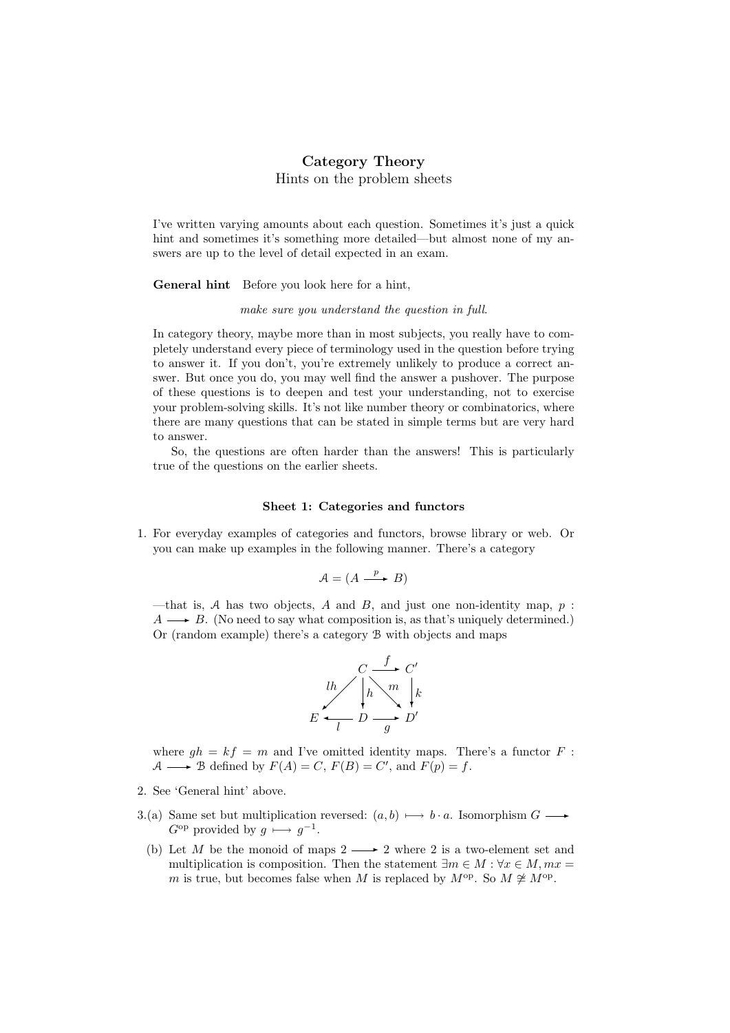# Category Theory

Hints on the problem sheets

I've written varying amounts about each question. Sometimes it's just a quick hint and sometimes it's something more detailed—but almost none of my answers are up to the level of detail expected in an exam.

**General hint** Before you look here for a hint,

*make sure you understand the question in full.*

In category theory, maybe more than in most subjects, you really have to completely understand every piece of terminology used in the question before trying to answer it. If you don't, you're extremely unlikely to produce a correct answer. But once you do, you may well find the answer a pushover. The purpose of these questions is to deepen and test your understanding, not to exercise your problem-solving skills. It's not like number theory or combinatorics, where there are many questions that can be stated in simple terms but are very hard to answer.

So, the questions are often harder than the answers! This is particularly true of the questions on the earlier sheets.

### Sheet 1: Categories and functors

1. For everyday examples of categories and functors, browse library or web. Or you can make up examples in the following manner. There's a category

$$\mathcal{A} = (A \xrightarrow{p} B)$$

—that is, $\mathcal{A}$ has two objects, $A$ and $B$, and just one non-identity map, $p : A \longrightarrow B$. (No need to say what composition is, as that's uniquely determined.) Or (random example) there's a category $\mathcal{B}$ with objects and maps

$$\begin{array}{ccccc} & & C & \xrightarrow{f} & C' \\ & \swarrow^{lh} & \downarrow^{h} & \searrow^{m} & \downarrow^{k} \\ E & \xleftarrow{l} & D & \xrightarrow{g} & D' \end{array}$$

where $gh = kf = m$ and I've omitted identity maps. There's a functor $F : \mathcal{A} \longrightarrow \mathcal{B}$ defined by $F(A) = C$, $F(B) = C'$, and $F(p) = f$.

2. See 'General hint' above.

3.(a) Same set but multiplication reversed: $(a, b) \longmapsto b \cdot a$. Isomorphism $G \longrightarrow G^{\text{op}}$ provided by $g \longmapsto g^{-1}$.

(b) Let $M$ be the monoid of maps $2 \longrightarrow 2$ where 2 is a two-element set and multiplication is composition. Then the statement $\exists m \in M : \forall x \in M, mx = m$ is true, but becomes false when $M$ is replaced by $M^{\text{op}}$. So $M \not\cong M^{\text{op}}$.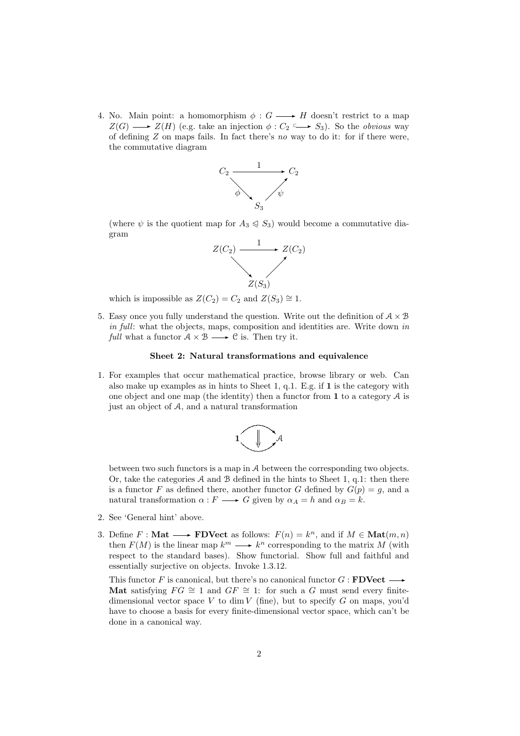4. No. Main point: a homomorphism $\phi : G \longrightarrow H$ doesn't restrict to a map $Z(G) \longrightarrow Z(H)$ (e.g. take an injection $\phi : C_2 \hookrightarrow S_3$). So the *obvious* way of defining $Z$ on maps fails. In fact there's *no* way to do it: for if there were, the commutative diagram

$$\begin{array}{ccc} C_2 & \xrightarrow{\quad 1 \quad} & C_2 \\ & {\scriptstyle\phi}\searrow \quad \nearrow{\scriptstyle\psi} & \\ & S_3 & \end{array}$$

(where $\psi$ is the quotient map for $A_3 \trianglelefteq S_3$) would become a commutative diagram

$$\begin{array}{ccc} Z(C_2) & \xrightarrow{\quad 1 \quad} & Z(C_2) \\ & \searrow \quad \nearrow & \\ & Z(S_3) & \end{array}$$

which is impossible as $Z(C_2) = C_2$ and $Z(S_3) \cong 1$.

5. Easy once you fully understand the question. Write out the definition of $\mathcal{A} \times \mathcal{B}$ *in full*: what the objects, maps, composition and identities are. Write down *in full* what a functor $\mathcal{A} \times \mathcal{B} \longrightarrow \mathcal{C}$ is. Then try it.

### Sheet 2: Natural transformations and equivalence

1. For examples that occur mathematical practice, browse library or web. Can also make up examples as in hints to Sheet 1, q.1. E.g. if $\mathbf{1}$ is the category with one object and one map (the identity) then a functor from $\mathbf{1}$ to a category $\mathcal{A}$ is just an object of $\mathcal{A}$, and a natural transformation

$$\mathbf{1} \;\underset{\longrightarrow}{\overset{\longrightarrow}{\Downarrow}}\; \mathcal{A}$$

between two such functors is a map in $\mathcal{A}$ between the corresponding two objects. Or, take the categories $\mathcal{A}$ and $\mathcal{B}$ defined in the hints to Sheet 1, q.1: then there is a functor $F$ as defined there, another functor $G$ defined by $G(p) = g$, and a natural transformation $\alpha : F \longrightarrow G$ given by $\alpha_A = h$ and $\alpha_B = k$.

2. See 'General hint' above.

3. Define $F : \mathbf{Mat} \longrightarrow \mathbf{FDVect}$ as follows: $F(n) = k^n$, and if $M \in \mathbf{Mat}(m, n)$ then $F(M)$ is the linear map $k^m \longrightarrow k^n$ corresponding to the matrix $M$ (with respect to the standard bases). Show functorial. Show full and faithful and essentially surjective on objects. Invoke 1.3.12.

   This functor $F$ is canonical, but there's no canonical functor $G : \mathbf{FDVect} \longrightarrow \mathbf{Mat}$ satisfying $FG \cong 1$ and $GF \cong 1$: for such a $G$ must send every finite-dimensional vector space $V$ to $\dim V$ (fine), but to specify $G$ on maps, you'd have to choose a basis for every finite-dimensional vector space, which can't be done in a canonical way.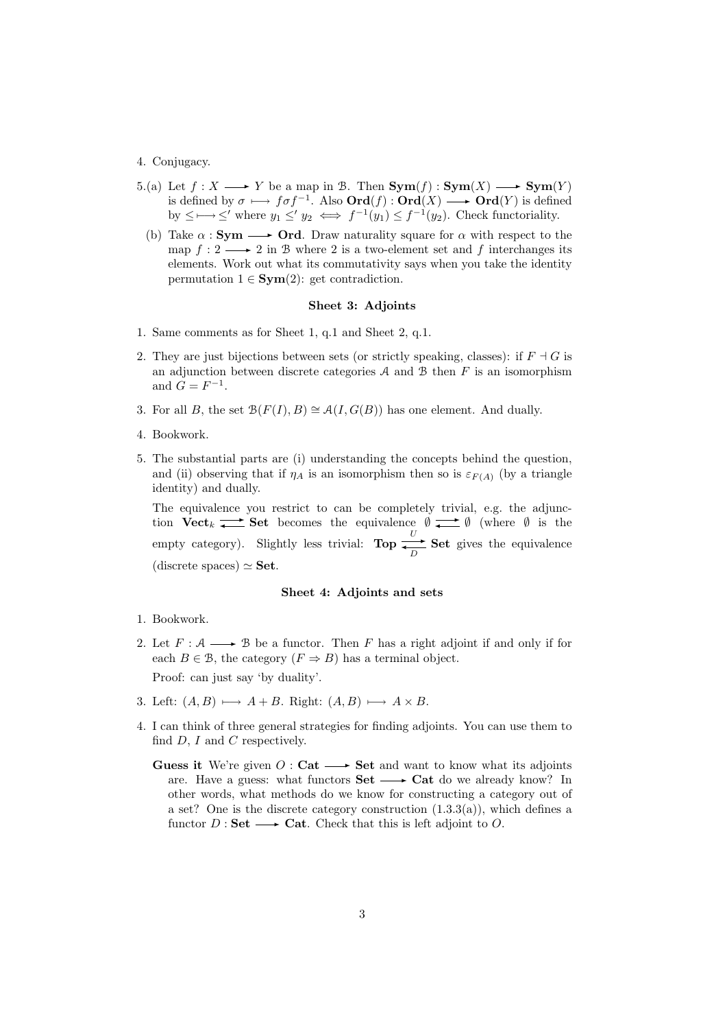4. Conjugacy.

5.(a) Let $f : X \longrightarrow Y$ be a map in $\mathcal{B}$. Then $\mathbf{Sym}(f) : \mathbf{Sym}(X) \longrightarrow \mathbf{Sym}(Y)$ is defined by $\sigma \longmapsto f\sigma f^{-1}$. Also $\mathbf{Ord}(f) : \mathbf{Ord}(X) \longrightarrow \mathbf{Ord}(Y)$ is defined by $\leq \longmapsto \leq'$ where $y_1 \leq' y_2 \iff f^{-1}(y_1) \leq f^{-1}(y_2)$. Check functoriality.

(b) Take $\alpha : \mathbf{Sym} \longrightarrow \mathbf{Ord}$. Draw naturality square for $\alpha$ with respect to the map $f : 2 \longrightarrow 2$ in $\mathcal{B}$ where 2 is a two-element set and $f$ interchanges its elements. Work out what its commutativity says when you take the identity permutation $1 \in \mathbf{Sym}(2)$: get contradiction.

### Sheet 3: Adjoints

1. Same comments as for Sheet 1, q.1 and Sheet 2, q.1.

2. They are just bijections between sets (or strictly speaking, classes): if $F \dashv G$ is an adjunction between discrete categories $\mathcal{A}$ and $\mathcal{B}$ then $F$ is an isomorphism and $G = F^{-1}$.

3. For all $B$, the set $\mathcal{B}(F(I), B) \cong \mathcal{A}(I, G(B))$ has one element. And dually.

4. Bookwork.

5. The substantial parts are (i) understanding the concepts behind the question, and (ii) observing that if $\eta_A$ is an isomorphism then so is $\varepsilon_{F(A)}$ (by a triangle identity) and dually.

   The equivalence you restrict to can be completely trivial, e.g. the adjunction $\mathbf{Vect}_k \rightleftarrows \mathbf{Set}$ becomes the equivalence $\emptyset \rightleftarrows \emptyset$ (where $\emptyset$ is the empty category). Slightly less trivial: $\mathbf{Top} \underset{D}{\overset{U}{\rightleftarrows}} \mathbf{Set}$ gives the equivalence (discrete spaces) $\simeq \mathbf{Set}$.

### Sheet 4: Adjoints and sets

1. Bookwork.

2. Let $F : \mathcal{A} \longrightarrow \mathcal{B}$ be a functor. Then $F$ has a right adjoint if and only if for each $B \in \mathcal{B}$, the category $(F \Rightarrow B)$ has a terminal object.

   Proof: can just say 'by duality'.

3. Left: $(A, B) \longmapsto A + B$. Right: $(A, B) \longmapsto A \times B$.

4. I can think of three general strategies for finding adjoints. You can use them to find $D$, $I$ and $C$ respectively.

   **Guess it** We're given $O : \mathbf{Cat} \longrightarrow \mathbf{Set}$ and want to know what its adjoints are. Have a guess: what functors $\mathbf{Set} \longrightarrow \mathbf{Cat}$ do we already know? In other words, what methods do we know for constructing a category out of a set? One is the discrete category construction (1.3.3(a)), which defines a functor $D : \mathbf{Set} \longrightarrow \mathbf{Cat}$. Check that this is left adjoint to $O$.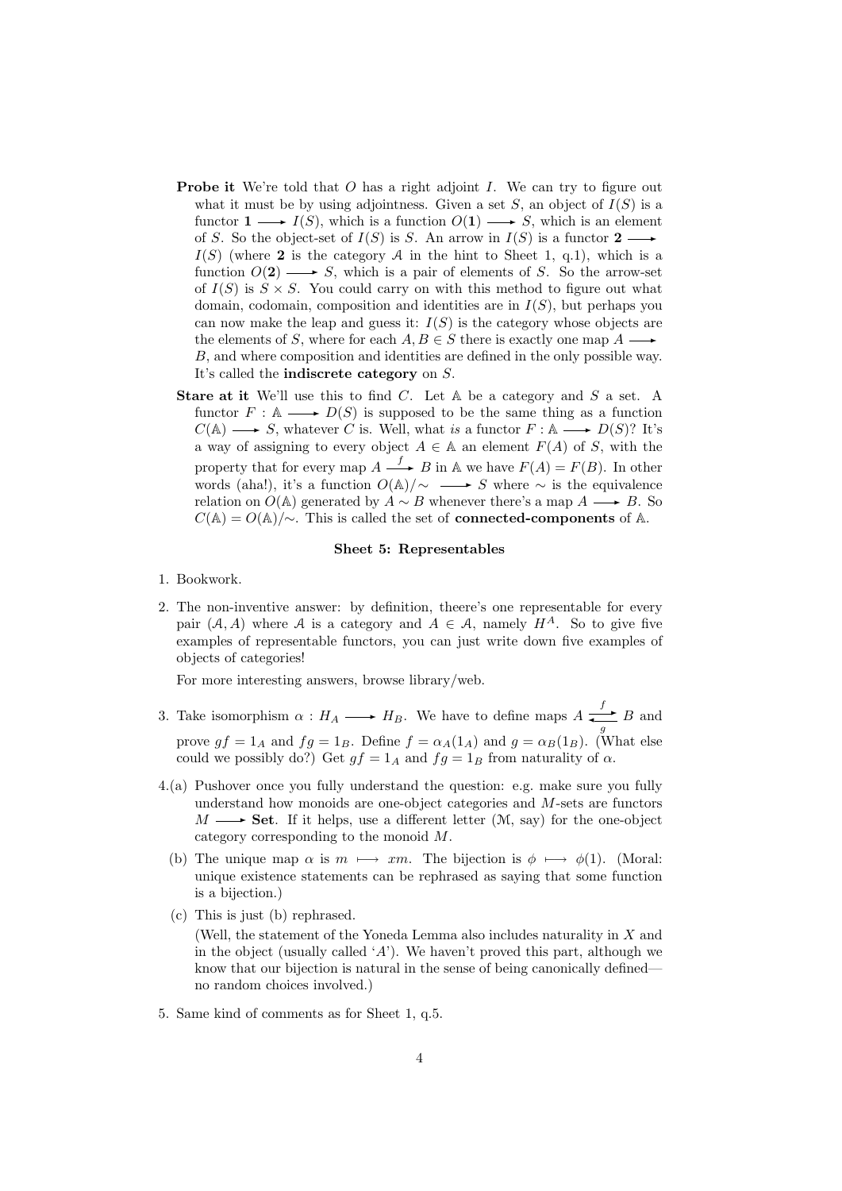- **Probe it** We're told that $O$ has a right adjoint $I$. We can try to figure out what it must be by using adjointness. Given a set $S$, an object of $I(S)$ is a functor $\mathbf{1} \longrightarrow I(S)$, which is a function $O(\mathbf{1}) \longrightarrow S$, which is an element of $S$. So the object-set of $I(S)$ is $S$. An arrow in $I(S)$ is a functor $\mathbf{2} \longrightarrow I(S)$ (where $\mathbf{2}$ is the category $\mathcal{A}$ in the hint to Sheet 1, q.1), which is a function $O(\mathbf{2}) \longrightarrow S$, which is a pair of elements of $S$. So the arrow-set of $I(S)$ is $S \times S$. You could carry on with this method to figure out what domain, codomain, composition and identities are in $I(S)$, but perhaps you can now make the leap and guess it: $I(S)$ is the category whose objects are the elements of $S$, where for each $A, B \in S$ there is exactly one map $A \longrightarrow B$, and where composition and identities are defined in the only possible way. It's called the **indiscrete category** on $S$.

- **Stare at it** We'll use this to find $C$. Let $\mathbb{A}$ be a category and $S$ a set. A functor $F : \mathbb{A} \longrightarrow D(S)$ is supposed to be the same thing as a function $C(\mathbb{A}) \longrightarrow S$, whatever $C$ is. Well, what *is* a functor $F : \mathbb{A} \longrightarrow D(S)$? It's a way of assigning to every object $A \in \mathbb{A}$ an element $F(A)$ of $S$, with the property that for every map $A \xrightarrow{f} B$ in $\mathbb{A}$ we have $F(A) = F(B)$. In other words (aha!), it's a function $O(\mathbb{A})/\sim \longrightarrow S$ where $\sim$ is the equivalence relation on $O(\mathbb{A})$ generated by $A \sim B$ whenever there's a map $A \longrightarrow B$. So $C(\mathbb{A}) = O(\mathbb{A})/\sim$. This is called the set of **connected-components** of $\mathbb{A}$.

### Sheet 5: Representables

1. Bookwork.

2. The non-inventive answer: by definition, theere's one representable for every pair $(\mathcal{A}, A)$ where $\mathcal{A}$ is a category and $A \in \mathcal{A}$, namely $H^A$. So to give five examples of representable functors, you can just write down five examples of objects of categories!

   For more interesting answers, browse library/web.

3. Take isomorphism $\alpha : H_A \longrightarrow H_B$. We have to define maps $A \underset{g}{\overset{f}{\rightleftarrows}} B$ and prove $gf = 1_A$ and $fg = 1_B$. Define $f = \alpha_A(1_A)$ and $g = \alpha_B(1_B)$. (What else could we possibly do?) Get $gf = 1_A$ and $fg = 1_B$ from naturality of $\alpha$.

4. (a) Pushover once you fully understand the question: e.g. make sure you fully understand how monoids are one-object categories and $M$-sets are functors $M \longrightarrow \mathbf{Set}$. If it helps, use a different letter ($\mathcal{M}$, say) for the one-object category corresponding to the monoid $M$.

   (b) The unique map $\alpha$ is $m \longmapsto xm$. The bijection is $\phi \longmapsto \phi(1)$. (Moral: unique existence statements can be rephrased as saying that some function is a bijection.)

   (c) This is just (b) rephrased.

   (Well, the statement of the Yoneda Lemma also includes naturality in $X$ and in the object (usually called '$A$'). We haven't proved this part, although we know that our bijection is natural in the sense of being canonically defined—no random choices involved.)

5. Same kind of comments as for Sheet 1, q.5.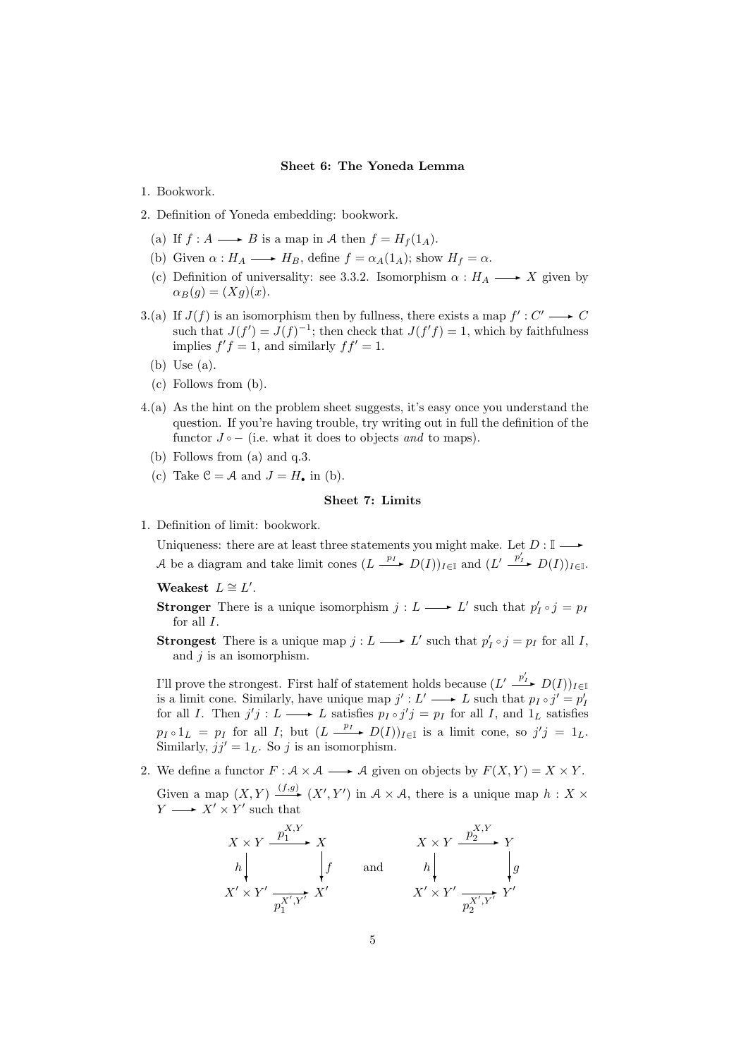### Sheet 6: The Yoneda Lemma

1. Bookwork.

2. Definition of Yoneda embedding: bookwork.

   (a) If $f : A \longrightarrow B$ is a map in $\mathcal{A}$ then $f = H_f(1_A)$.

   (b) Given $\alpha : H_A \longrightarrow H_B$, define $f = \alpha_A(1_A)$; show $H_f = \alpha$.

   (c) Definition of universality: see 3.3.2. Isomorphism $\alpha : H_A \longrightarrow X$ given by $\alpha_B(g) = (Xg)(x)$.

3.(a) If $J(f)$ is an isomorphism then by fullness, there exists a map $f' : C' \longrightarrow C$ such that $J(f') = J(f)^{-1}$; then check that $J(f'f) = 1$, which by faithfulness implies $f'f = 1$, and similarly $ff' = 1$.

   (b) Use (a).

   (c) Follows from (b).

4.(a) As the hint on the problem sheet suggests, it's easy once you understand the question. If you're having trouble, try writing out in full the definition of the functor $J \circ -$ (i.e. what it does to objects *and* to maps).

   (b) Follows from (a) and q.3.

   (c) Take $\mathcal{C} = \mathcal{A}$ and $J = H_\bullet$ in (b).

### Sheet 7: Limits

1. Definition of limit: bookwork.

   Uniqueness: there are at least three statements you might make. Let $D : \mathbb{I} \longrightarrow \mathcal{A}$ be a diagram and take limit cones $(L \xrightarrow{p_I} D(I))_{I \in \mathbb{I}}$ and $(L' \xrightarrow{p'_I} D(I))_{I \in \mathbb{I}}$.

   **Weakest** $L \cong L'$.

   **Stronger** There is a unique isomorphism $j : L \longrightarrow L'$ such that $p'_I \circ j = p_I$ for all $I$.

   **Strongest** There is a unique map $j : L \longrightarrow L'$ such that $p'_I \circ j = p_I$ for all $I$, and $j$ is an isomorphism.

   I'll prove the strongest. First half of statement holds because $(L' \xrightarrow{p'_I} D(I))_{I \in \mathbb{I}}$ is a limit cone. Similarly, have unique map $j' : L' \longrightarrow L$ such that $p_I \circ j' = p'_I$ for all $I$. Then $j'j : L \longrightarrow L$ satisfies $p_I \circ j'j = p_I$ for all $I$, and $1_L$ satisfies $p_I \circ 1_L = p_I$ for all $I$; but $(L \xrightarrow{p_I} D(I))_{I \in \mathbb{I}}$ is a limit cone, so $j'j = 1_L$. Similarly, $jj' = 1_L$. So $j$ is an isomorphism.

2. We define a functor $F : \mathcal{A} \times \mathcal{A} \longrightarrow \mathcal{A}$ given on objects by $F(X, Y) = X \times Y$.

   Given a map $(X, Y) \xrightarrow{(f,g)} (X', Y')$ in $\mathcal{A} \times \mathcal{A}$, there is a unique map $h : X \times Y \longrightarrow X' \times Y'$ such that

$$
\begin{array}{ccc}
X \times Y & \xrightarrow{p_1^{X,Y}} & X \\
{\scriptstyle h}\downarrow & & \downarrow{\scriptstyle f} \\
X' \times Y' & \xrightarrow[p_1^{X',Y'}]{} & X'
\end{array}
\qquad \text{and} \qquad
\begin{array}{ccc}
X \times Y & \xrightarrow{p_2^{X,Y}} & Y \\
{\scriptstyle h}\downarrow & & \downarrow{\scriptstyle g} \\
X' \times Y' & \xrightarrow[p_2^{X',Y'}]{} & Y'
\end{array}
$$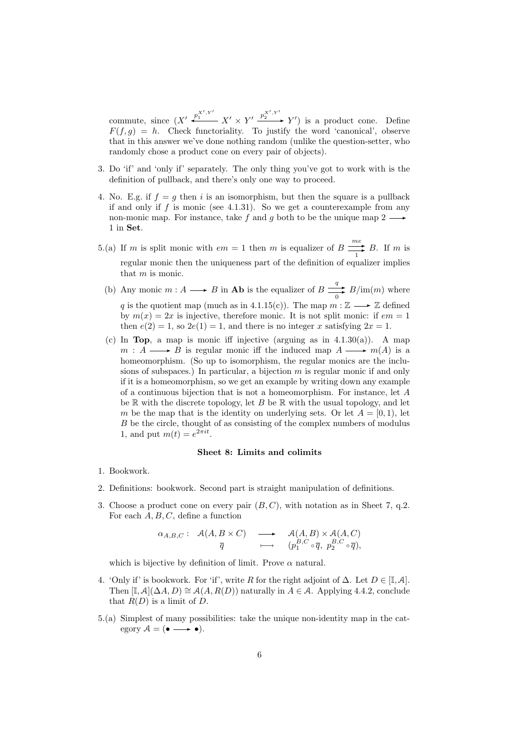commute, since $(X' \xleftarrow{p_1^{X',Y'}} X' \times Y' \xrightarrow{p_2^{X',Y'}} Y')$ is a product cone. Define $F(f,g) = h$. Check functoriality. To justify the word 'canonical', observe that in this answer we've done nothing random (unlike the question-setter, who randomly chose a product cone on every pair of objects).

3. Do 'if' and 'only if' separately. The only thing you've got to work with is the definition of pullback, and there's only one way to proceed.

4. No. E.g. if $f = g$ then $i$ is an isomorphism, but then the square is a pullback if and only if $f$ is monic (see 4.1.31). So we get a counterexample from any non-monic map. For instance, take $f$ and $g$ both to be the unique map $2 \longrightarrow 1$ in **Set**.

5.(a) If $m$ is split monic with $em = 1$ then $m$ is equalizer of $B \overset{me}{\underset{1}{\rightrightarrows}} B$. If $m$ is regular monic then the uniqueness part of the definition of equalizer implies that $m$ is monic.

(b) Any monic $m : A \longrightarrow B$ in **Ab** is the equalizer of $B \overset{q}{\underset{0}{\rightrightarrows}} B/\mathrm{im}(m)$ where $q$ is the quotient map (much as in 4.1.15(c)). The map $m : \mathbb{Z} \longrightarrow \mathbb{Z}$ defined by $m(x) = 2x$ is injective, therefore monic. It is not split monic: if $em = 1$ then $e(2) = 1$, so $2e(1) = 1$, and there is no integer $x$ satisfying $2x = 1$.

(c) In **Top**, a map is monic iff injective (arguing as in 4.1.30(a)). A map $m : A \longrightarrow B$ is regular monic iff the induced map $A \longrightarrow m(A)$ is a homeomorphism. (So up to isomorphism, the regular monics are the inclusions of subspaces.) In particular, a bijection $m$ is regular monic if and only if it is a homeomorphism, so we get an example by writing down any example of a continuous bijection that is not a homeomorphism. For instance, let $A$ be $\mathbb{R}$ with the discrete topology, let $B$ be $\mathbb{R}$ with the usual topology, and let $m$ be the map that is the identity on underlying sets. Or let $A = [0, 1)$, let $B$ be the circle, thought of as consisting of the complex numbers of modulus 1, and put $m(t) = e^{2\pi i t}$.

**Sheet 8: Limits and colimits**

1. Bookwork.

2. Definitions: bookwork. Second part is straight manipulation of definitions.

3. Choose a product cone on every pair $(B, C)$, with notation as in Sheet 7, q.2. For each $A, B, C$, define a function

$$\begin{array}{rccc} \alpha_{A,B,C}: & \mathcal{A}(A, B \times C) & \longrightarrow & \mathcal{A}(A,B) \times \mathcal{A}(A,C) \\ & \overline{q} & \longmapsto & (p_1^{B,C} \circ \overline{q},\ p_2^{B,C} \circ \overline{q}), \end{array}$$

which is bijective by definition of limit. Prove $\alpha$ natural.

4. 'Only if' is bookwork. For 'if', write $R$ for the right adjoint of $\Delta$. Let $D \in [\mathbb{I}, \mathcal{A}]$. Then $[\mathbb{I}, \mathcal{A}](\Delta A, D) \cong \mathcal{A}(A, R(D))$ naturally in $A \in \mathcal{A}$. Applying 4.4.2, conclude that $R(D)$ is a limit of $D$.

5.(a) Simplest of many possibilities: take the unique non-identity map in the category $\mathcal{A} = (\bullet \longrightarrow \bullet)$.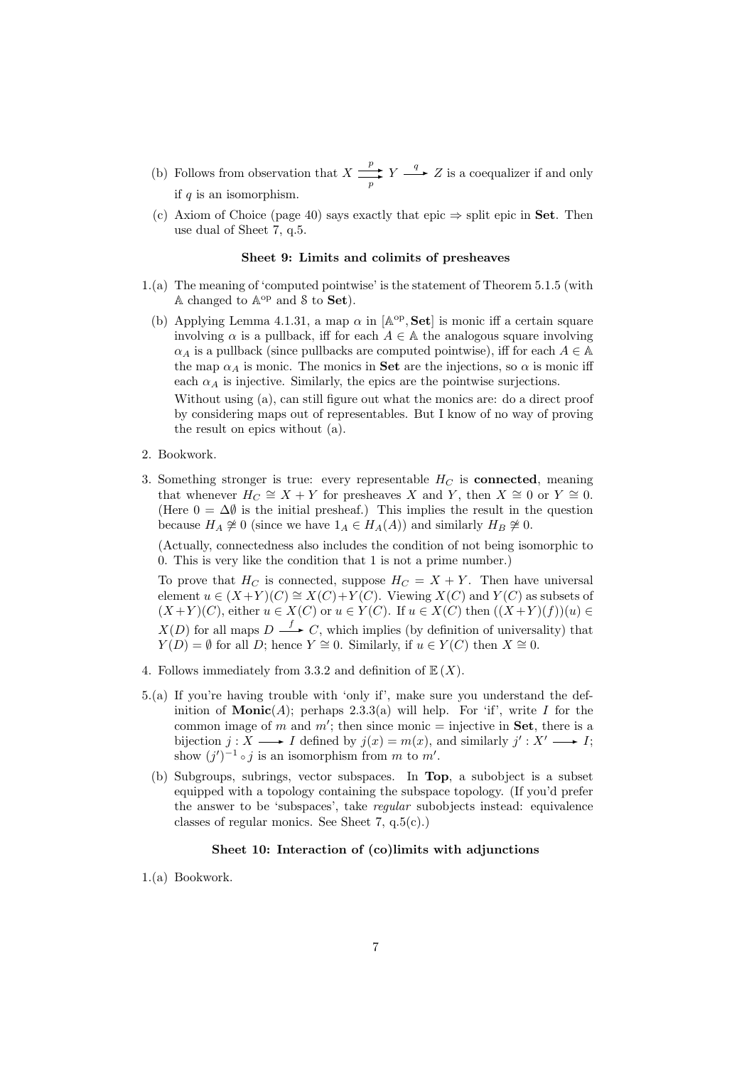(b) Follows from observation that $X \underset{p}{\overset{p}{\rightrightarrows}} Y \xrightarrow{q} Z$ is a coequalizer if and only if $q$ is an isomorphism.

(c) Axiom of Choice (page 40) says exactly that epic ⇒ split epic in **Set**. Then use dual of Sheet 7, q.5.

### Sheet 9: Limits and colimits of presheaves

1.(a) The meaning of 'computed pointwise' is the statement of Theorem 5.1.5 (with $\mathbb{A}$ changed to $\mathbb{A}^{\mathrm{op}}$ and $\mathbb{S}$ to **Set**).

(b) Applying Lemma 4.1.31, a map $\alpha$ in $[\mathbb{A}^{\mathrm{op}}, \mathbf{Set}]$ is monic iff a certain square involving $\alpha$ is a pullback, iff for each $A \in \mathbb{A}$ the analogous square involving $\alpha_A$ is a pullback (since pullbacks are computed pointwise), iff for each $A \in \mathbb{A}$ the map $\alpha_A$ is monic. The monics in **Set** are the injections, so $\alpha$ is monic iff each $\alpha_A$ is injective. Similarly, the epics are the pointwise surjections.

Without using (a), can still figure out what the monics are: do a direct proof by considering maps out of representables. But I know of no way of proving the result on epics without (a).

2. Bookwork.

3. Something stronger is true: every representable $H_C$ is **connected**, meaning that whenever $H_C \cong X + Y$ for presheaves $X$ and $Y$, then $X \cong 0$ or $Y \cong 0$. (Here $0 = \Delta\emptyset$ is the initial presheaf.) This implies the result in the question because $H_A \not\cong 0$ (since we have $1_A \in H_A(A)$) and similarly $H_B \not\cong 0$.

(Actually, connectedness also includes the condition of not being isomorphic to 0. This is very like the condition that 1 is not a prime number.)

To prove that $H_C$ is connected, suppose $H_C = X + Y$. Then have universal element $u \in (X+Y)(C) \cong X(C)+Y(C)$. Viewing $X(C)$ and $Y(C)$ as subsets of $(X+Y)(C)$, either $u \in X(C)$ or $u \in Y(C)$. If $u \in X(C)$ then $((X+Y)(f))(u) \in X(D)$ for all maps $D \xrightarrow{f} C$, which implies (by definition of universality) that $Y(D) = \emptyset$ for all $D$; hence $Y \cong 0$. Similarly, if $u \in Y(C)$ then $X \cong 0$.

4. Follows immediately from 3.3.2 and definition of $\mathbb{E}(X)$.

5.(a) If you're having trouble with 'only if', make sure you understand the definition of **Monic**$(A)$; perhaps 2.3.3(a) will help. For 'if', write $I$ for the common image of $m$ and $m'$; then since monic = injective in **Set**, there is a bijection $j : X \longrightarrow I$ defined by $j(x) = m(x)$, and similarly $j' : X' \longrightarrow I$; show $(j')^{-1} \circ j$ is an isomorphism from $m$ to $m'$.

(b) Subgroups, subrings, vector subspaces. In **Top**, a subobject is a subset equipped with a topology containing the subspace topology. (If you'd prefer the answer to be 'subspaces', take *regular* subobjects instead: equivalence classes of regular monics. See Sheet 7, q.5(c).)

### Sheet 10: Interaction of (co)limits with adjunctions

1.(a) Bookwork.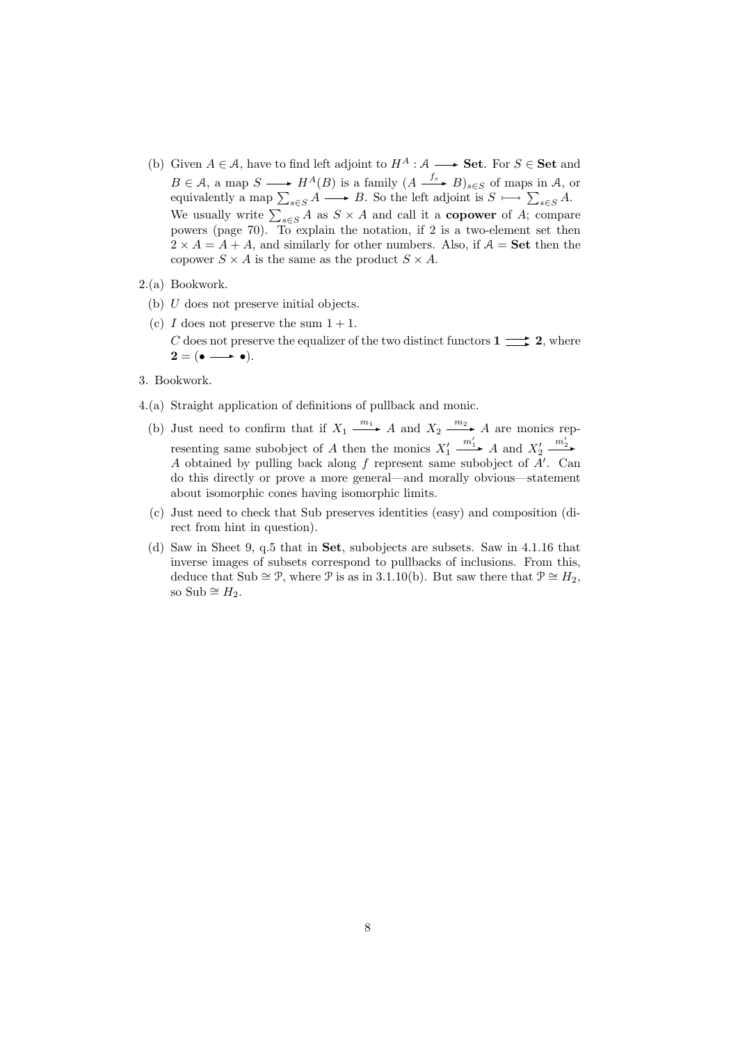(b) Given $A \in \mathcal{A}$, have to find left adjoint to $H^A : \mathcal{A} \longrightarrow \mathbf{Set}$. For $S \in \mathbf{Set}$ and $B \in \mathcal{A}$, a map $S \longrightarrow H^A(B)$ is a family $(A \xrightarrow{f_s} B)_{s \in S}$ of maps in $\mathcal{A}$, or equivalently a map $\sum_{s \in S} A \longrightarrow B$. So the left adjoint is $S \longmapsto \sum_{s \in S} A$. We usually write $\sum_{s \in S} A$ as $S \times A$ and call it a **copower** of $A$; compare powers (page 70). To explain the notation, if 2 is a two-element set then $2 \times A = A + A$, and similarly for other numbers. Also, if $\mathcal{A} = \mathbf{Set}$ then the copower $S \times A$ is the same as the product $S \times A$.

2.(a) Bookwork.

(b) $U$ does not preserve initial objects.

(c) $I$ does not preserve the sum $1 + 1$.

$C$ does not preserve the equalizer of the two distinct functors $\mathbf{1} \rightrightarrows \mathbf{2}$, where $\mathbf{2} = (\bullet \longrightarrow \bullet)$.

3. Bookwork.

4.(a) Straight application of definitions of pullback and monic.

(b) Just need to confirm that if $X_1 \xrightarrow{m_1} A$ and $X_2 \xrightarrow{m_2} A$ are monics representing same subobject of $A$ then the monics $X_1' \xrightarrow{m_1'} A$ and $X_2' \xrightarrow{m_2'} A$ obtained by pulling back along $f$ represent same subobject of $A'$. Can do this directly or prove a more general—and morally obvious—statement about isomorphic cones having isomorphic limits.

(c) Just need to check that Sub preserves identities (easy) and composition (direct from hint in question).

(d) Saw in Sheet 9, q.5 that in **Set**, subobjects are subsets. Saw in 4.1.16 that inverse images of subsets correspond to pullbacks of inclusions. From this, deduce that $\text{Sub} \cong \mathcal{P}$, where $\mathcal{P}$ is as in 3.1.10(b). But saw there that $\mathcal{P} \cong H_2$, so $\text{Sub} \cong H_2$.